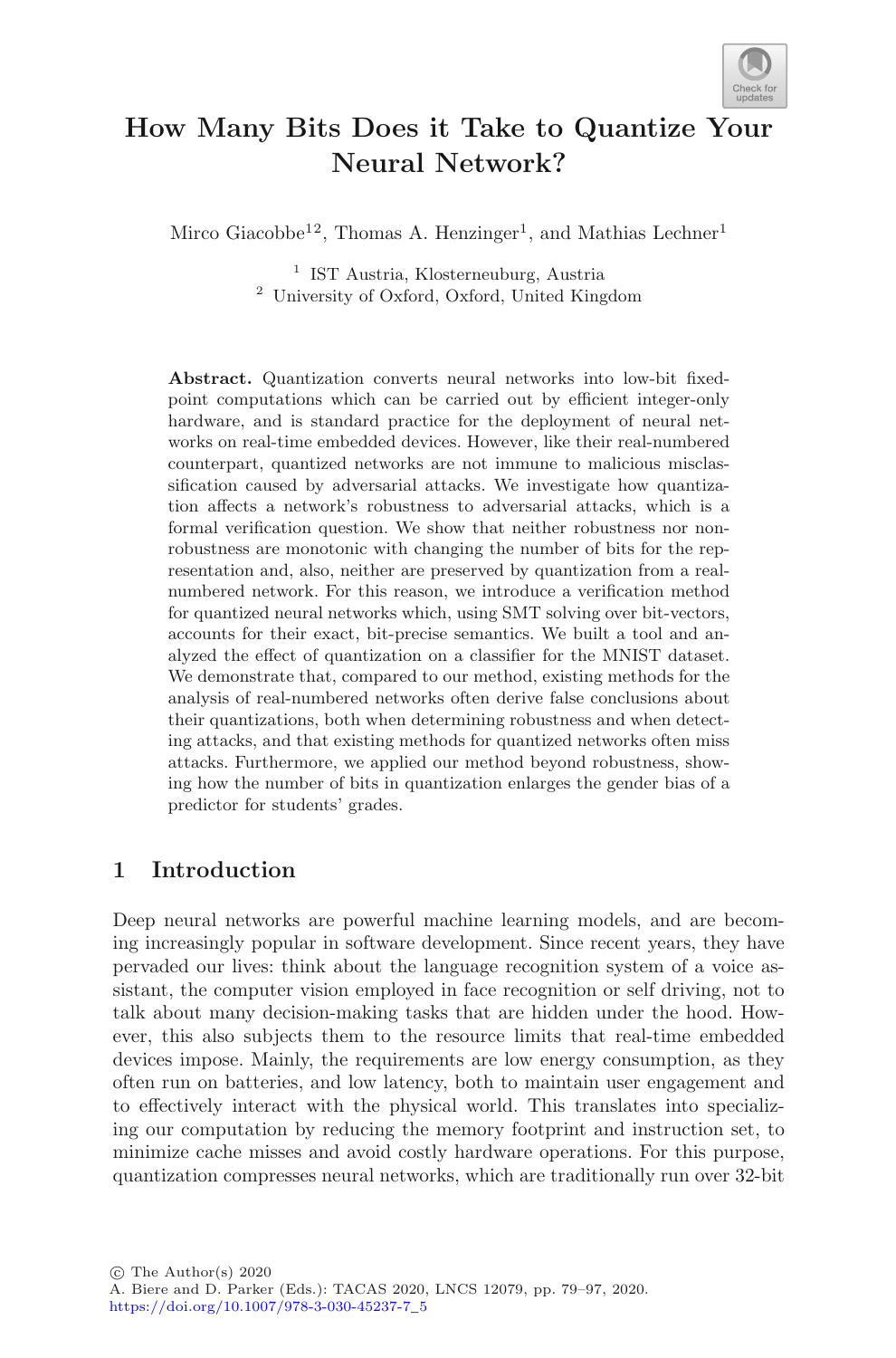# How Many Bits Does it Take to Quantize Your Neural Network?

Mirco Giacobbe[1,2], Thomas A. Henzinger[1], and Mathias Lechner[1]

[1] IST Austria, Klosterneuburg, Austria
[2] University of Oxford, Oxford, United Kingdom

**Abstract.** Quantization converts neural networks into low-bit fixed-point computations which can be carried out by efficient integer-only hardware, and is standard practice for the deployment of neural networks on real-time embedded devices. However, like their real-numbered counterpart, quantized networks are not immune to malicious misclassification caused by adversarial attacks. We investigate how quantization affects a network's robustness to adversarial attacks, which is a formal verification question. We show that neither robustness nor non-robustness are monotonic with changing the number of bits for the representation and, also, neither are preserved by quantization from a real-numbered network. For this reason, we introduce a verification method for quantized neural networks which, using SMT solving over bit-vectors, accounts for their exact, bit-precise semantics. We built a tool and analyzed the effect of quantization on a classifier for the MNIST dataset. We demonstrate that, compared to our method, existing methods for the analysis of real-numbered networks often derive false conclusions about their quantizations, both when determining robustness and when detecting attacks, and that existing methods for quantized networks often miss attacks. Furthermore, we applied our method beyond robustness, showing how the number of bits in quantization enlarges the gender bias of a predictor for students' grades.

## 1 Introduction

Deep neural networks are powerful machine learning models, and are becoming increasingly popular in software development. Since recent years, they have pervaded our lives: think about the language recognition system of a voice assistant, the computer vision employed in face recognition or self driving, not to talk about many decision-making tasks that are hidden under the hood. However, this also subjects them to the resource limits that real-time embedded devices impose. Mainly, the requirements are low energy consumption, as they often run on batteries, and low latency, both to maintain user engagement and to effectively interact with the physical world. This translates into specializing our computation by reducing the memory footprint and instruction set, to minimize cache misses and avoid costly hardware operations. For this purpose, quantization compresses neural networks, which are traditionally run over 32-bit

© The Author(s) 2020
A. Biere and D. Parker (Eds.): TACAS 2020, LNCS 12079, pp. 79–97, 2020.
https://doi.org/10.1007/978-3-030-45237-7_5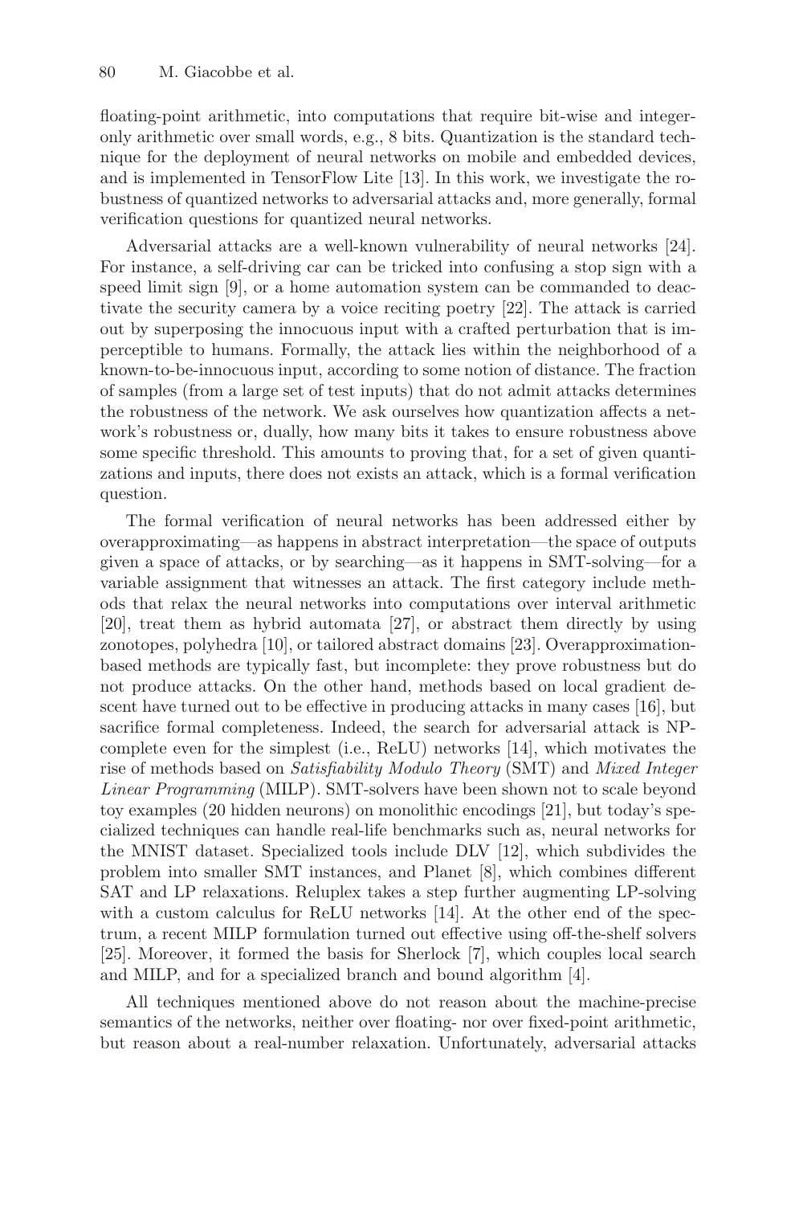floating-point arithmetic, into computations that require bit-wise and integer-only arithmetic over small words, e.g., 8 bits. Quantization is the standard technique for the deployment of neural networks on mobile and embedded devices, and is implemented in TensorFlow Lite [13]. In this work, we investigate the robustness of quantized networks to adversarial attacks and, more generally, formal verification questions for quantized neural networks.

Adversarial attacks are a well-known vulnerability of neural networks [24]. For instance, a self-driving car can be tricked into confusing a stop sign with a speed limit sign [9], or a home automation system can be commanded to deactivate the security camera by a voice reciting poetry [22]. The attack is carried out by superposing the innocuous input with a crafted perturbation that is imperceptible to humans. Formally, the attack lies within the neighborhood of a known-to-be-innocuous input, according to some notion of distance. The fraction of samples (from a large set of test inputs) that do not admit attacks determines the robustness of the network. We ask ourselves how quantization affects a network's robustness or, dually, how many bits it takes to ensure robustness above some specific threshold. This amounts to proving that, for a set of given quantizations and inputs, there does not exists an attack, which is a formal verification question.

The formal verification of neural networks has been addressed either by overapproximating—as happens in abstract interpretation—the space of outputs given a space of attacks, or by searching—as it happens in SMT-solving—for a variable assignment that witnesses an attack. The first category include methods that relax the neural networks into computations over interval arithmetic [20], treat them as hybrid automata [27], or abstract them directly by using zonotopes, polyhedra [10], or tailored abstract domains [23]. Overapproximation-based methods are typically fast, but incomplete: they prove robustness but do not produce attacks. On the other hand, methods based on local gradient descent have turned out to be effective in producing attacks in many cases [16], but sacrifice formal completeness. Indeed, the search for adversarial attack is NP-complete even for the simplest (i.e., ReLU) networks [14], which motivates the rise of methods based on *Satisfiability Modulo Theory* (SMT) and *Mixed Integer Linear Programming* (MILP). SMT-solvers have been shown not to scale beyond toy examples (20 hidden neurons) on monolithic encodings [21], but today's specialized techniques can handle real-life benchmarks such as, neural networks for the MNIST dataset. Specialized tools include DLV [12], which subdivides the problem into smaller SMT instances, and Planet [8], which combines different SAT and LP relaxations. Reluplex takes a step further augmenting LP-solving with a custom calculus for ReLU networks [14]. At the other end of the spectrum, a recent MILP formulation turned out effective using off-the-shelf solvers [25]. Moreover, it formed the basis for Sherlock [7], which couples local search and MILP, and for a specialized branch and bound algorithm [4].

All techniques mentioned above do not reason about the machine-precise semantics of the networks, neither over floating- nor over fixed-point arithmetic, but reason about a real-number relaxation. Unfortunately, adversarial attacks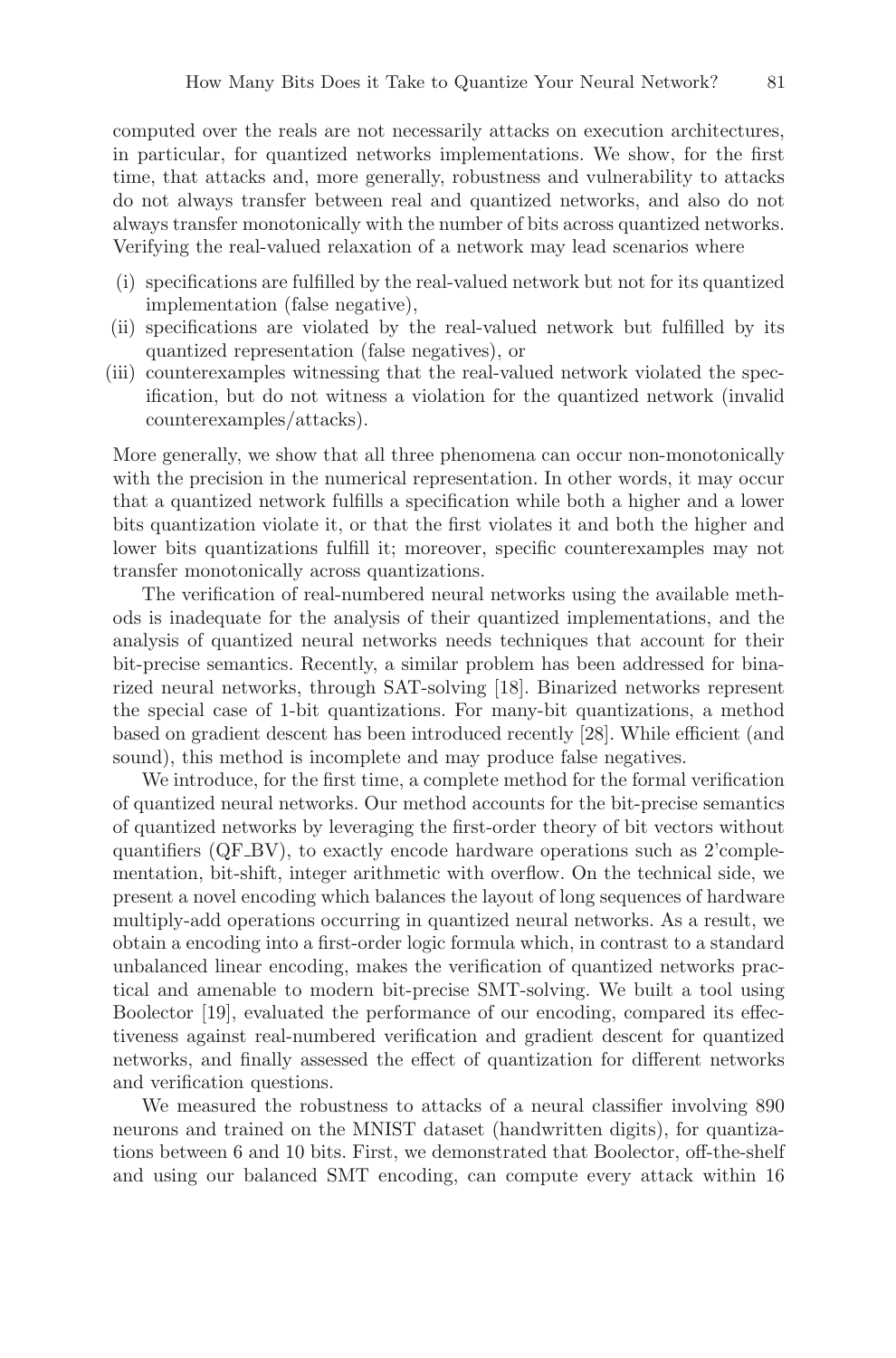computed over the reals are not necessarily attacks on execution architectures, in particular, for quantized networks implementations. We show, for the first time, that attacks and, more generally, robustness and vulnerability to attacks do not always transfer between real and quantized networks, and also do not always transfer monotonically with the number of bits across quantized networks. Verifying the real-valued relaxation of a network may lead scenarios where

- (i) specifications are fulfilled by the real-valued network but not for its quantized implementation (false negative),
- (ii) specifications are violated by the real-valued network but fulfilled by its quantized representation (false negatives), or
- (iii) counterexamples witnessing that the real-valued network violated the specification, but do not witness a violation for the quantized network (invalid counterexamples/attacks).

More generally, we show that all three phenomena can occur non-monotonically with the precision in the numerical representation. In other words, it may occur that a quantized network fulfills a specification while both a higher and a lower bits quantization violate it, or that the first violates it and both the higher and lower bits quantizations fulfill it; moreover, specific counterexamples may not transfer monotonically across quantizations.

The verification of real-numbered neural networks using the available methods is inadequate for the analysis of their quantized implementations, and the analysis of quantized neural networks needs techniques that account for their bit-precise semantics. Recently, a similar problem has been addressed for binarized neural networks, through SAT-solving [18]. Binarized networks represent the special case of 1-bit quantizations. For many-bit quantizations, a method based on gradient descent has been introduced recently [28]. While efficient (and sound), this method is incomplete and may produce false negatives.

We introduce, for the first time, a complete method for the formal verification of quantized neural networks. Our method accounts for the bit-precise semantics of quantized networks by leveraging the first-order theory of bit vectors without quantifiers (QF_BV), to exactly encode hardware operations such as 2'complementation, bit-shift, integer arithmetic with overflow. On the technical side, we present a novel encoding which balances the layout of long sequences of hardware multiply-add operations occurring in quantized neural networks. As a result, we obtain a encoding into a first-order logic formula which, in contrast to a standard unbalanced linear encoding, makes the verification of quantized networks practical and amenable to modern bit-precise SMT-solving. We built a tool using Boolector [19], evaluated the performance of our encoding, compared its effectiveness against real-numbered verification and gradient descent for quantized networks, and finally assessed the effect of quantization for different networks and verification questions.

We measured the robustness to attacks of a neural classifier involving 890 neurons and trained on the MNIST dataset (handwritten digits), for quantizations between 6 and 10 bits. First, we demonstrated that Boolector, off-the-shelf and using our balanced SMT encoding, can compute every attack within 16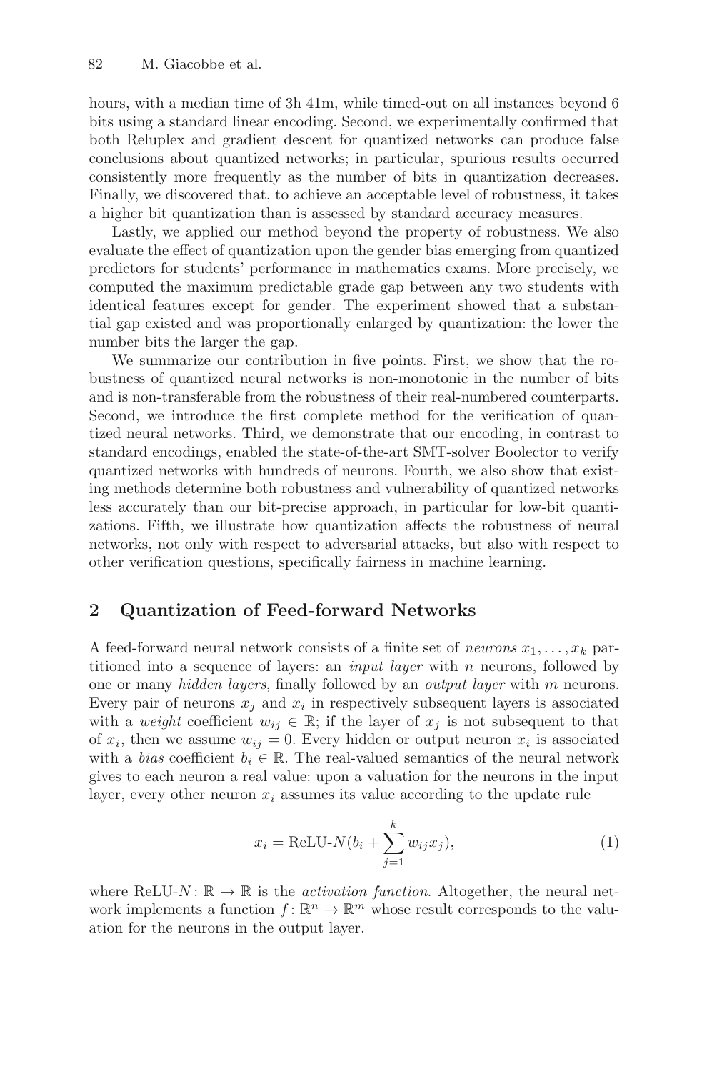hours, with a median time of 3h 41m, while timed-out on all instances beyond 6 bits using a standard linear encoding. Second, we experimentally confirmed that both Reluplex and gradient descent for quantized networks can produce false conclusions about quantized networks; in particular, spurious results occurred consistently more frequently as the number of bits in quantization decreases. Finally, we discovered that, to achieve an acceptable level of robustness, it takes a higher bit quantization than is assessed by standard accuracy measures.

Lastly, we applied our method beyond the property of robustness. We also evaluate the effect of quantization upon the gender bias emerging from quantized predictors for students' performance in mathematics exams. More precisely, we computed the maximum predictable grade gap between any two students with identical features except for gender. The experiment showed that a substantial gap existed and was proportionally enlarged by quantization: the lower the number bits the larger the gap.

We summarize our contribution in five points. First, we show that the robustness of quantized neural networks is non-monotonic in the number of bits and is non-transferable from the robustness of their real-numbered counterparts. Second, we introduce the first complete method for the verification of quantized neural networks. Third, we demonstrate that our encoding, in contrast to standard encodings, enabled the state-of-the-art SMT-solver Boolector to verify quantized networks with hundreds of neurons. Fourth, we also show that existing methods determine both robustness and vulnerability of quantized networks less accurately than our bit-precise approach, in particular for low-bit quantizations. Fifth, we illustrate how quantization affects the robustness of neural networks, not only with respect to adversarial attacks, but also with respect to other verification questions, specifically fairness in machine learning.

## 2 Quantization of Feed-forward Networks

A feed-forward neural network consists of a finite set of *neurons* $x_1, \ldots, x_k$ partitioned into a sequence of layers: an *input layer* with $n$ neurons, followed by one or many *hidden layers*, finally followed by an *output layer* with $m$ neurons. Every pair of neurons $x_j$ and $x_i$ in respectively subsequent layers is associated with a *weight* coefficient $w_{ij} \in \mathbb{R}$; if the layer of $x_j$ is not subsequent to that of $x_i$, then we assume $w_{ij} = 0$. Every hidden or output neuron $x_i$ is associated with a *bias* coefficient $b_i \in \mathbb{R}$. The real-valued semantics of the neural network gives to each neuron a real value: upon a valuation for the neurons in the input layer, every other neuron $x_i$ assumes its value according to the update rule

$$x_i = \text{ReLU-}N(b_i + \sum_{j=1}^{k} w_{ij} x_j), \tag{1}$$

where $\text{ReLU-}N \colon \mathbb{R} \to \mathbb{R}$ is the *activation function*. Altogether, the neural network implements a function $f \colon \mathbb{R}^n \to \mathbb{R}^m$ whose result corresponds to the valuation for the neurons in the output layer.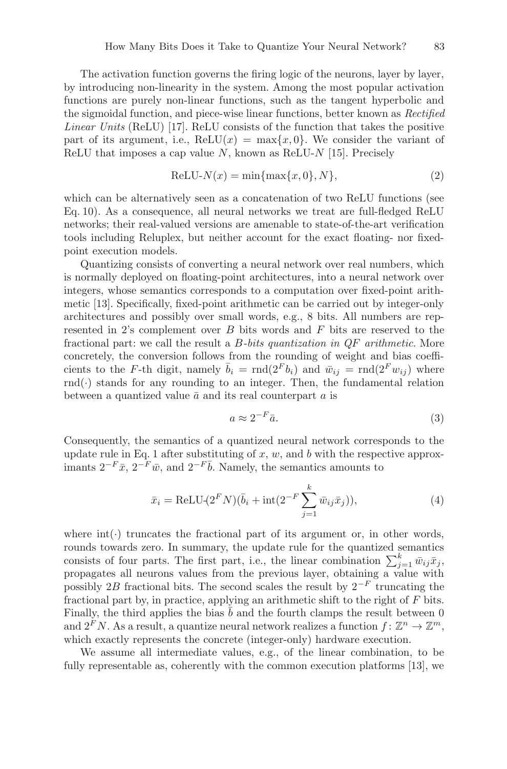The activation function governs the firing logic of the neurons, layer by layer, by introducing non-linearity in the system. Among the most popular activation functions are purely non-linear functions, such as the tangent hyperbolic and the sigmoidal function, and piece-wise linear functions, better known as *Rectified Linear Units* (ReLU) [17]. ReLU consists of the function that takes the positive part of its argument, i.e., $\text{ReLU}(x) = \max\{x, 0\}$. We consider the variant of ReLU that imposes a cap value $N$, known as ReLU-$N$ [15]. Precisely

$$\text{ReLU-}N(x) = \min\{\max\{x, 0\}, N\}, \tag{2}$$

which can be alternatively seen as a concatenation of two ReLU functions (see Eq. 10). As a consequence, all neural networks we treat are full-fledged ReLU networks; their real-valued versions are amenable to state-of-the-art verification tools including Reluplex, but neither account for the exact floating- nor fixed-point execution models.

Quantizing consists of converting a neural network over real numbers, which is normally deployed on floating-point architectures, into a neural network over integers, whose semantics corresponds to a computation over fixed-point arithmetic [13]. Specifically, fixed-point arithmetic can be carried out by integer-only architectures and possibly over small words, e.g., 8 bits. All numbers are represented in 2's complement over $B$ bits words and $F$ bits are reserved to the fractional part: we call the result a *$B$-bits quantization in QF arithmetic*. More concretely, the conversion follows from the rounding of weight and bias coefficients to the $F$-th digit, namely $\bar{b}_i = \text{rnd}(2^F b_i)$ and $\bar{w}_{ij} = \text{rnd}(2^F w_{ij})$ where $\text{rnd}(\cdot)$ stands for any rounding to an integer. Then, the fundamental relation between a quantized value $\bar{a}$ and its real counterpart $a$ is

$$a \approx 2^{-F}\bar{a}. \tag{3}$$

Consequently, the semantics of a quantized neural network corresponds to the update rule in Eq. 1 after substituting of $x$, $w$, and $b$ with the respective approximants $2^{-F}\bar{x}$, $2^{-F}\bar{w}$, and $2^{-F}\bar{b}$. Namely, the semantics amounts to

$$\bar{x}_i = \text{ReLU-}(2^F N)(\bar{b}_i + \text{int}(2^{-F}\sum_{j=1}^{k} \bar{w}_{ij}\bar{x}_j)), \tag{4}$$

where $\text{int}(\cdot)$ truncates the fractional part of its argument or, in other words, rounds towards zero. In summary, the update rule for the quantized semantics consists of four parts. The first part, i.e., the linear combination $\sum_{j=1}^{k} \bar{w}_{ij}\bar{x}_j$, propagates all neurons values from the previous layer, obtaining a value with possibly $2B$ fractional bits. The second scales the result by $2^{-F}$ truncating the fractional part by, in practice, applying an arithmetic shift to the right of $F$ bits. Finally, the third applies the bias $\bar{b}$ and the fourth clamps the result between 0 and $2^F N$. As a result, a quantize neural network realizes a function $f\colon \mathbb{Z}^n \to \mathbb{Z}^m$, which exactly represents the concrete (integer-only) hardware execution.

We assume all intermediate values, e.g., of the linear combination, to be fully representable as, coherently with the common execution platforms [13], we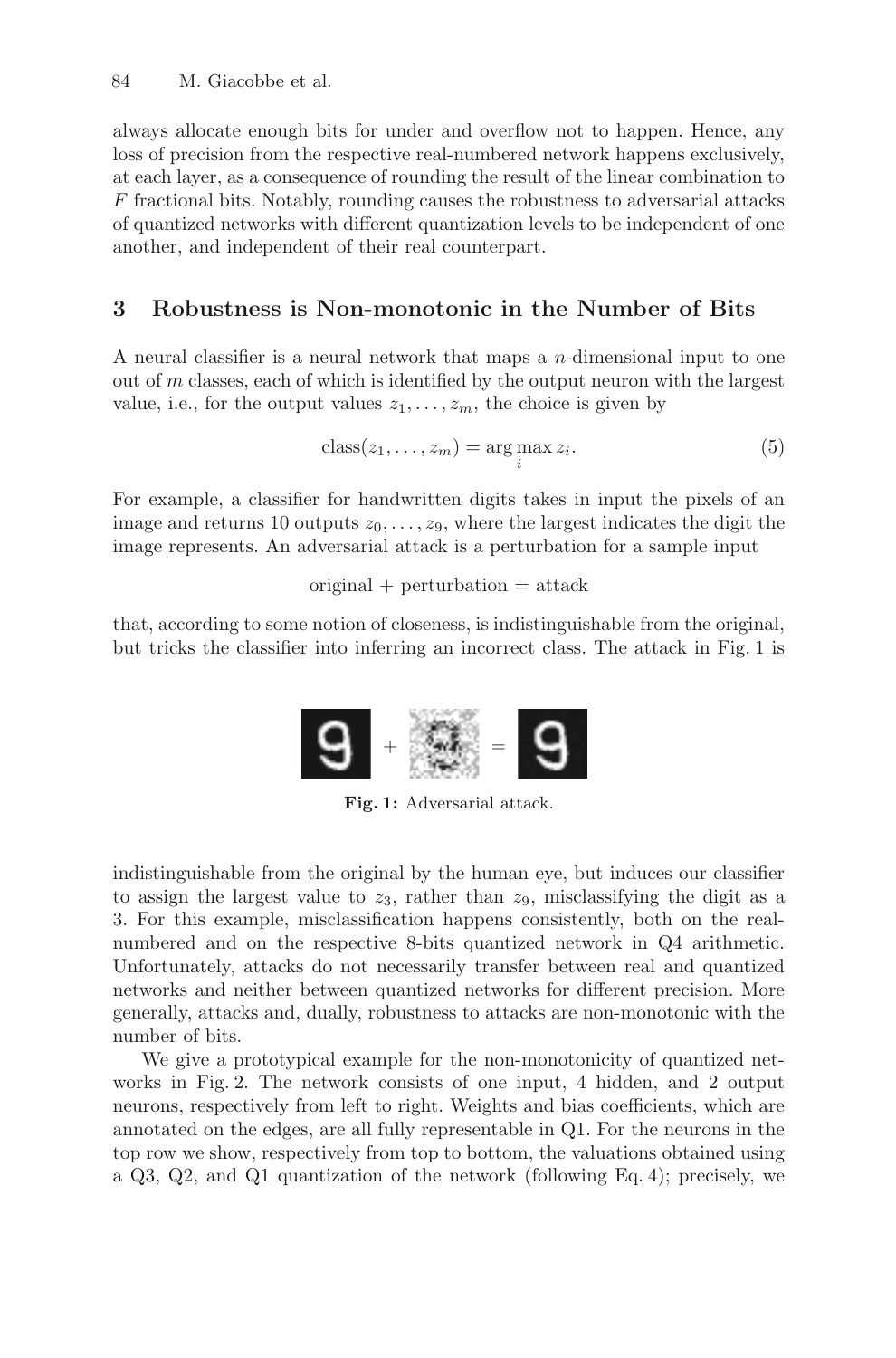always allocate enough bits for under and overflow not to happen. Hence, any loss of precision from the respective real-numbered network happens exclusively, at each layer, as a consequence of rounding the result of the linear combination to $F$ fractional bits. Notably, rounding causes the robustness to adversarial attacks of quantized networks with different quantization levels to be independent of one another, and independent of their real counterpart.

## 3 Robustness is Non-monotonic in the Number of Bits

A neural classifier is a neural network that maps a $n$-dimensional input to one out of $m$ classes, each of which is identified by the output neuron with the largest value, i.e., for the output values $z_1, \dots, z_m$, the choice is given by

$$\text{class}(z_1, \dots, z_m) = \arg\max_i z_i. \tag{5}$$

For example, a classifier for handwritten digits takes in input the pixels of an image and returns 10 outputs $z_0, \dots, z_9$, where the largest indicates the digit the image represents. An adversarial attack is a perturbation for a sample input

$$\text{original} + \text{perturbation} = \text{attack}$$

that, according to some notion of closeness, is indistinguishable from the original, but tricks the classifier into inferring an incorrect class. The attack in Fig. 1 is

**Fig. 1:** Adversarial attack.

indistinguishable from the original by the human eye, but induces our classifier to assign the largest value to $z_3$, rather than $z_9$, misclassifying the digit as a 3. For this example, misclassification happens consistently, both on the real-numbered and on the respective 8-bits quantized network in Q4 arithmetic. Unfortunately, attacks do not necessarily transfer between real and quantized networks and neither between quantized networks for different precision. More generally, attacks and, dually, robustness to attacks are non-monotonic with the number of bits.

We give a prototypical example for the non-monotonicity of quantized networks in Fig. 2. The network consists of one input, 4 hidden, and 2 output neurons, respectively from left to right. Weights and bias coefficients, which are annotated on the edges, are all fully representable in Q1. For the neurons in the top row we show, respectively from top to bottom, the valuations obtained using a Q3, Q2, and Q1 quantization of the network (following Eq. 4); precisely, we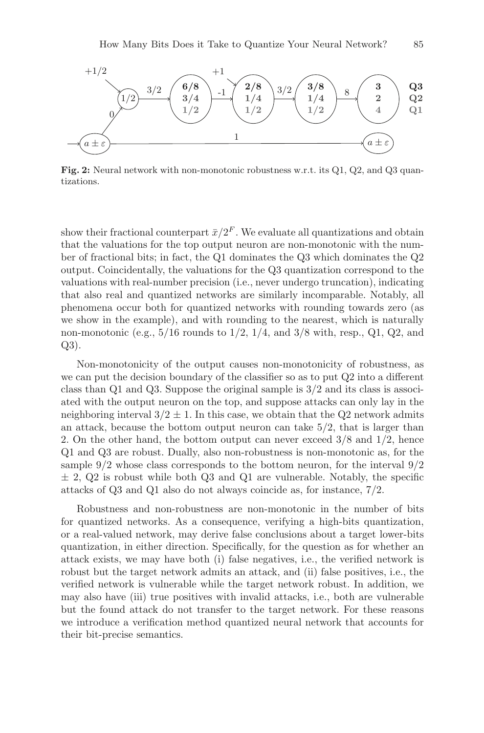**Fig. 2:** Neural network with non-monotonic robustness w.r.t. its Q1, Q2, and Q3 quantizations.

show their fractional counterpart $\bar{x}/2^F$. We evaluate all quantizations and obtain that the valuations for the top output neuron are non-monotonic with the number of fractional bits; in fact, the Q1 dominates the Q3 which dominates the Q2 output. Coincidentally, the valuations for the Q3 quantization correspond to the valuations with real-number precision (i.e., never undergo truncation), indicating that also real and quantized networks are similarly incomparable. Notably, all phenomena occur both for quantized networks with rounding towards zero (as we show in the example), and with rounding to the nearest, which is naturally non-monotonic (e.g., $5/16$ rounds to $1/2$, $1/4$, and $3/8$ with, resp., Q1, Q2, and Q3).

Non-monotonicity of the output causes non-monotonicity of robustness, as we can put the decision boundary of the classifier so as to put Q2 into a different class than Q1 and Q3. Suppose the original sample is $3/2$ and its class is associated with the output neuron on the top, and suppose attacks can only lay in the neighboring interval $3/2 \pm 1$. In this case, we obtain that the Q2 network admits an attack, because the bottom output neuron can take $5/2$, that is larger than 2. On the other hand, the bottom output can never exceed $3/8$ and $1/2$, hence Q1 and Q3 are robust. Dually, also non-robustness is non-monotonic as, for the sample $9/2$ whose class corresponds to the bottom neuron, for the interval $9/2 \pm 2$, Q2 is robust while both Q3 and Q1 are vulnerable. Notably, the specific attacks of Q3 and Q1 also do not always coincide as, for instance, $7/2$.

Robustness and non-robustness are non-monotonic in the number of bits for quantized networks. As a consequence, verifying a high-bits quantization, or a real-valued network, may derive false conclusions about a target lower-bits quantization, in either direction. Specifically, for the question as for whether an attack exists, we may have both (i) false negatives, i.e., the verified network is robust but the target network admits an attack, and (ii) false positives, i.e., the verified network is vulnerable while the target network robust. In addition, we may also have (iii) true positives with invalid attacks, i.e., both are vulnerable but the found attack do not transfer to the target network. For these reasons we introduce a verification method quantized neural network that accounts for their bit-precise semantics.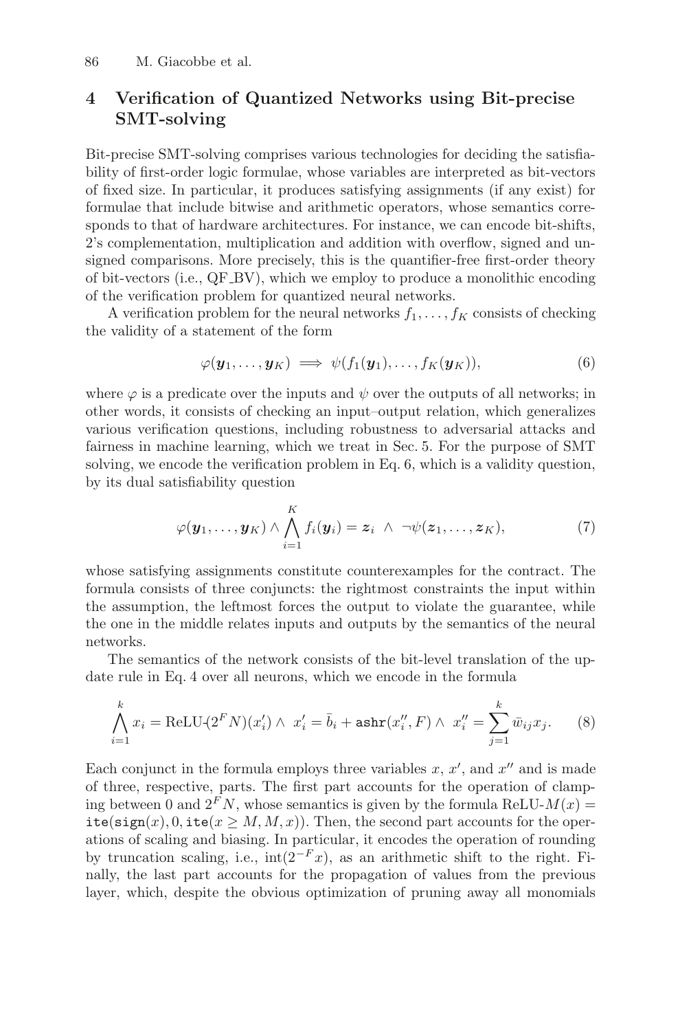## 4 Verification of Quantized Networks using Bit-precise SMT-solving

Bit-precise SMT-solving comprises various technologies for deciding the satisfiability of first-order logic formulae, whose variables are interpreted as bit-vectors of fixed size. In particular, it produces satisfying assignments (if any exist) for formulae that include bitwise and arithmetic operators, whose semantics corresponds to that of hardware architectures. For instance, we can encode bit-shifts, 2's complementation, multiplication and addition with overflow, signed and unsigned comparisons. More precisely, this is the quantifier-free first-order theory of bit-vectors (i.e., QF_BV), which we employ to produce a monolithic encoding of the verification problem for quantized neural networks.

A verification problem for the neural networks $f_1, \ldots, f_K$ consists of checking the validity of a statement of the form

$$\varphi(\boldsymbol{y}_1, \ldots, \boldsymbol{y}_K) \implies \psi(f_1(\boldsymbol{y}_1), \ldots, f_K(\boldsymbol{y}_K)), \tag{6}$$

where $\varphi$ is a predicate over the inputs and $\psi$ over the outputs of all networks; in other words, it consists of checking an input–output relation, which generalizes various verification questions, including robustness to adversarial attacks and fairness in machine learning, which we treat in Sec. 5. For the purpose of SMT solving, we encode the verification problem in Eq. 6, which is a validity question, by its dual satisfiability question

$$\varphi(\boldsymbol{y}_1, \ldots, \boldsymbol{y}_K) \wedge \bigwedge_{i=1}^{K} f_i(\boldsymbol{y}_i) = \boldsymbol{z}_i \;\wedge\; \neg\psi(\boldsymbol{z}_1, \ldots, \boldsymbol{z}_K), \tag{7}$$

whose satisfying assignments constitute counterexamples for the contract. The formula consists of three conjuncts: the rightmost constraints the input within the assumption, the leftmost forces the output to violate the guarantee, while the one in the middle relates inputs and outputs by the semantics of the neural networks.

The semantics of the network consists of the bit-level translation of the update rule in Eq. 4 over all neurons, which we encode in the formula

$$\bigwedge_{i=1}^{k} x_i = \text{ReLU-}(2^F N)(x_i') \wedge\; x_i' = \bar{b}_i + \texttt{ashr}(x_i'', F) \wedge\; x_i'' = \sum_{j=1}^{k} \bar{w}_{ij} x_j. \tag{8}$$

Each conjunct in the formula employs three variables $x$, $x'$, and $x''$ and is made of three, respective, parts. The first part accounts for the operation of clamping between 0 and $2^F N$, whose semantics is given by the formula $\text{ReLU-}M(x) = \texttt{ite}(\texttt{sign}(x), 0, \texttt{ite}(x \geq M, M, x))$. Then, the second part accounts for the operations of scaling and biasing. In particular, it encodes the operation of rounding by truncation scaling, i.e., $\text{int}(2^{-F}x)$, as an arithmetic shift to the right. Finally, the last part accounts for the propagation of values from the previous layer, which, despite the obvious optimization of pruning away all monomials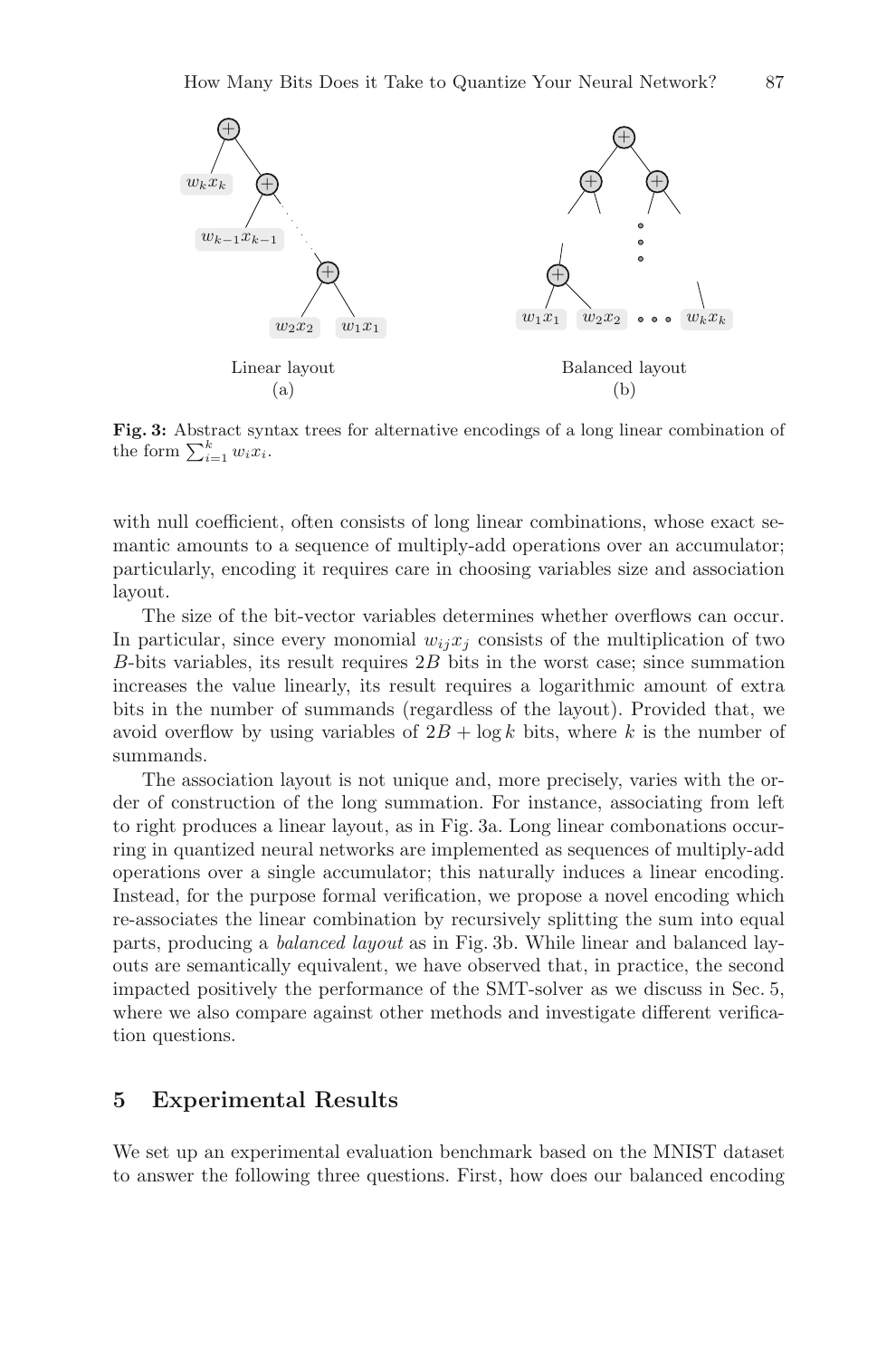Linear layout
(a)

Balanced layout
(b)

**Fig. 3:** Abstract syntax trees for alternative encodings of a long linear combination of the form $\sum_{i=1}^{k} w_i x_i$.

with null coefficient, often consists of long linear combinations, whose exact semantic amounts to a sequence of multiply-add operations over an accumulator; particularly, encoding it requires care in choosing variables size and association layout.

The size of the bit-vector variables determines whether overflows can occur. In particular, since every monomial $w_{ij}x_j$ consists of the multiplication of two $B$-bits variables, its result requires $2B$ bits in the worst case; since summation increases the value linearly, its result requires a logarithmic amount of extra bits in the number of summands (regardless of the layout). Provided that, we avoid overflow by using variables of $2B + \log k$ bits, where $k$ is the number of summands.

The association layout is not unique and, more precisely, varies with the order of construction of the long summation. For instance, associating from left to right produces a linear layout, as in Fig. 3a. Long linear combonations occurring in quantized neural networks are implemented as sequences of multiply-add operations over a single accumulator; this naturally induces a linear encoding. Instead, for the purpose formal verification, we propose a novel encoding which re-associates the linear combination by recursively splitting the sum into equal parts, producing a *balanced layout* as in Fig. 3b. While linear and balanced layouts are semantically equivalent, we have observed that, in practice, the second impacted positively the performance of the SMT-solver as we discuss in Sec. 5, where we also compare against other methods and investigate different verification questions.

## 5 Experimental Results

We set up an experimental evaluation benchmark based on the MNIST dataset to answer the following three questions. First, how does our balanced encoding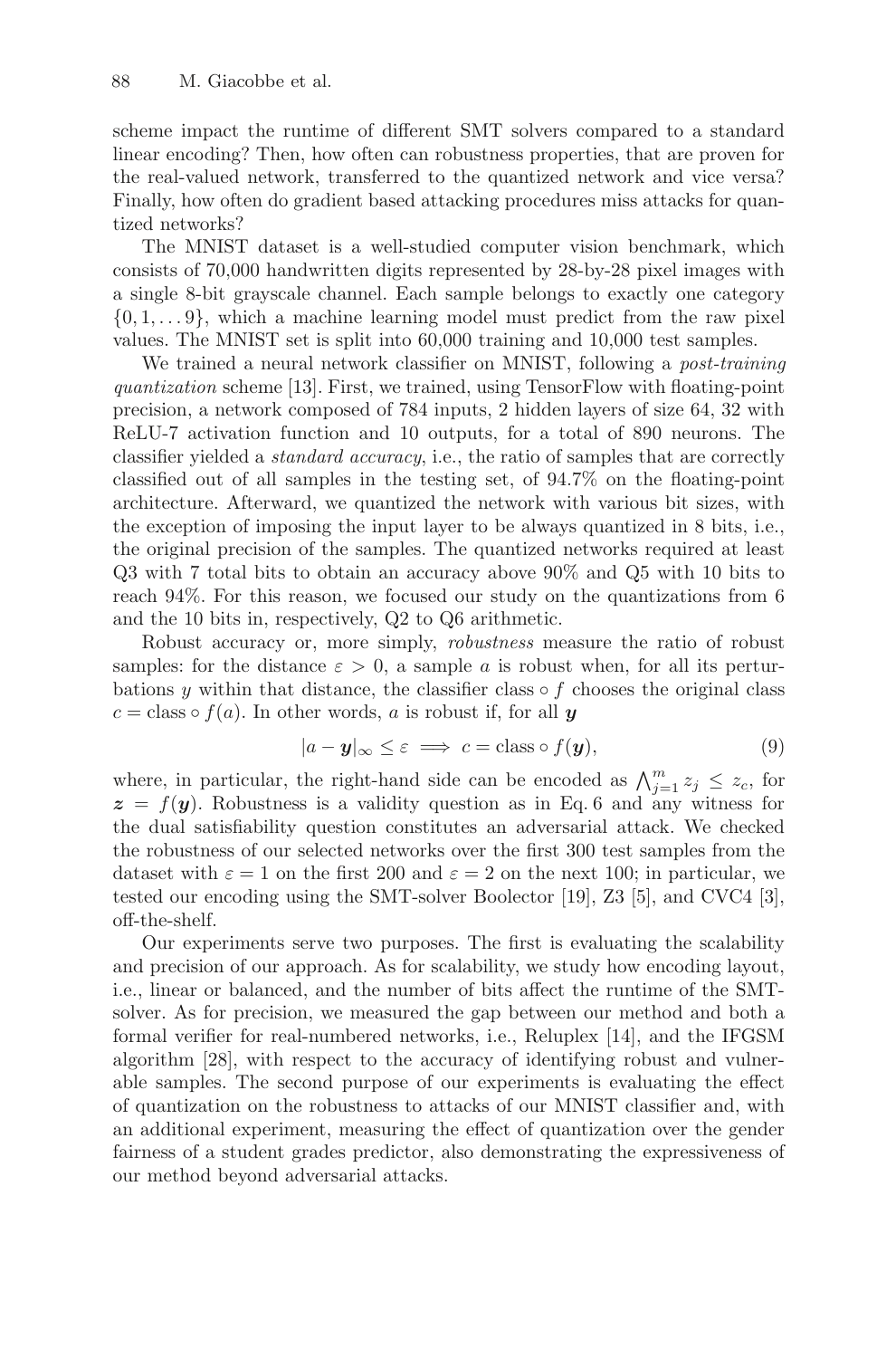scheme impact the runtime of different SMT solvers compared to a standard linear encoding? Then, how often can robustness properties, that are proven for the real-valued network, transferred to the quantized network and vice versa? Finally, how often do gradient based attacking procedures miss attacks for quantized networks?

The MNIST dataset is a well-studied computer vision benchmark, which consists of 70,000 handwritten digits represented by 28-by-28 pixel images with a single 8-bit grayscale channel. Each sample belongs to exactly one category $\{0, 1, \ldots 9\}$, which a machine learning model must predict from the raw pixel values. The MNIST set is split into 60,000 training and 10,000 test samples.

We trained a neural network classifier on MNIST, following a *post-training quantization* scheme [13]. First, we trained, using TensorFlow with floating-point precision, a network composed of 784 inputs, 2 hidden layers of size 64, 32 with ReLU-7 activation function and 10 outputs, for a total of 890 neurons. The classifier yielded a *standard accuracy*, i.e., the ratio of samples that are correctly classified out of all samples in the testing set, of 94.7% on the floating-point architecture. Afterward, we quantized the network with various bit sizes, with the exception of imposing the input layer to be always quantized in 8 bits, i.e., the original precision of the samples. The quantized networks required at least Q3 with 7 total bits to obtain an accuracy above 90% and Q5 with 10 bits to reach 94%. For this reason, we focused our study on the quantizations from 6 and the 10 bits in, respectively, Q2 to Q6 arithmetic.

Robust accuracy or, more simply, *robustness* measure the ratio of robust samples: for the distance $\varepsilon > 0$, a sample $a$ is robust when, for all its perturbations $y$ within that distance, the classifier class $\circ f$ chooses the original class $c = \text{class} \circ f(a)$. In other words, $a$ is robust if, for all $\boldsymbol{y}$

$$|a - \boldsymbol{y}|_\infty \leq \varepsilon \implies c = \text{class} \circ f(\boldsymbol{y}), \tag{9}$$

where, in particular, the right-hand side can be encoded as $\bigwedge_{j=1}^{m} z_j \leq z_c$, for $\boldsymbol{z} = f(\boldsymbol{y})$. Robustness is a validity question as in Eq. 6 and any witness for the dual satisfiability question constitutes an adversarial attack. We checked the robustness of our selected networks over the first 300 test samples from the dataset with $\varepsilon = 1$ on the first 200 and $\varepsilon = 2$ on the next 100; in particular, we tested our encoding using the SMT-solver Boolector [19], Z3 [5], and CVC4 [3], off-the-shelf.

Our experiments serve two purposes. The first is evaluating the scalability and precision of our approach. As for scalability, we study how encoding layout, i.e., linear or balanced, and the number of bits affect the runtime of the SMT-solver. As for precision, we measured the gap between our method and both a formal verifier for real-numbered networks, i.e., Reluplex [14], and the IFGSM algorithm [28], with respect to the accuracy of identifying robust and vulnerable samples. The second purpose of our experiments is evaluating the effect of quantization on the robustness to attacks of our MNIST classifier and, with an additional experiment, measuring the effect of quantization over the gender fairness of a student grades predictor, also demonstrating the expressiveness of our method beyond adversarial attacks.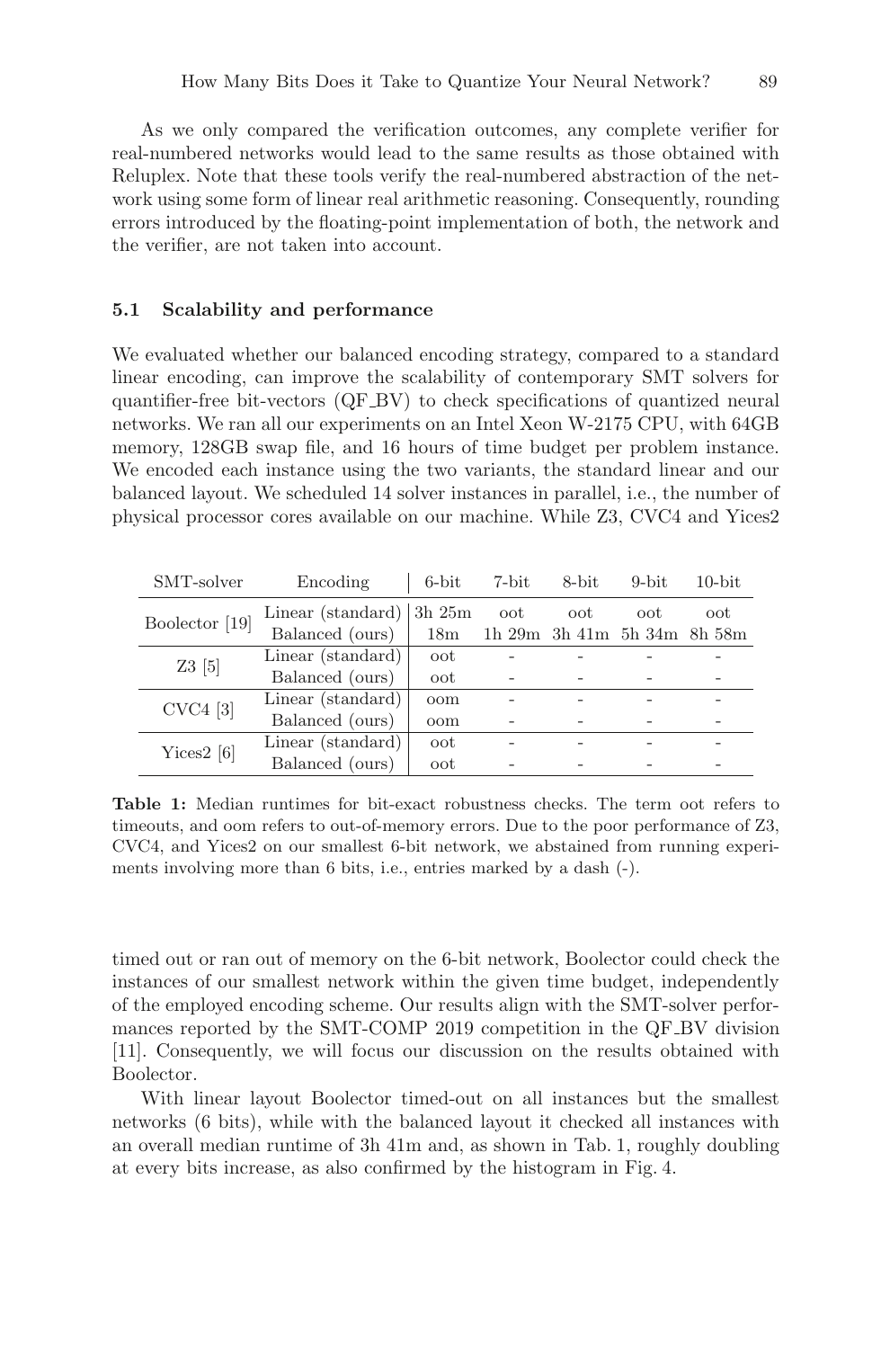As we only compared the verification outcomes, any complete verifier for real-numbered networks would lead to the same results as those obtained with Reluplex. Note that these tools verify the real-numbered abstraction of the network using some form of linear real arithmetic reasoning. Consequently, rounding errors introduced by the floating-point implementation of both, the network and the verifier, are not taken into account.

### 5.1 Scalability and performance

We evaluated whether our balanced encoding strategy, compared to a standard linear encoding, can improve the scalability of contemporary SMT solvers for quantifier-free bit-vectors (QF_BV) to check specifications of quantized neural networks. We ran all our experiments on an Intel Xeon W-2175 CPU, with 64GB memory, 128GB swap file, and 16 hours of time budget per problem instance. We encoded each instance using the two variants, the standard linear and our balanced layout. We scheduled 14 solver instances in parallel, i.e., the number of physical processor cores available on our machine. While Z3, CVC4 and Yices2 timed out or ran out of memory on the 6-bit network, Boolector could check the instances of our smallest network within the given time budget, independently of the employed encoding scheme. Our results align with the SMT-solver performances reported by the SMT-COMP 2019 competition in the QF_BV division [11]. Consequently, we will focus our discussion on the results obtained with Boolector.

| SMT-solver | Encoding | 6-bit | 7-bit | 8-bit | 9-bit | 10-bit |
|---|---|---|---|---|---|---|
| Boolector [19] | Linear (standard) | 3h 25m | oot | oot | oot | oot |
| | Balanced (ours) | 18m | 1h 29m | 3h 41m | 5h 34m | 8h 58m |
| Z3 [5] | Linear (standard) | oot | - | - | - | - |
| | Balanced (ours) | oot | - | - | - | - |
| CVC4 [3] | Linear (standard) | oom | - | - | - | - |
| | Balanced (ours) | oom | - | - | - | - |
| Yices2 [6] | Linear (standard) | oot | - | - | - | - |
| | Balanced (ours) | oot | - | - | - | - |

**Table 1:** Median runtimes for bit-exact robustness checks. The term oot refers to timeouts, and oom refers to out-of-memory errors. Due to the poor performance of Z3, CVC4, and Yices2 on our smallest 6-bit network, we abstained from running experiments involving more than 6 bits, i.e., entries marked by a dash (-).

With linear layout Boolector timed-out on all instances but the smallest networks (6 bits), while with the balanced layout it checked all instances with an overall median runtime of 3h 41m and, as shown in Tab. 1, roughly doubling at every bits increase, as also confirmed by the histogram in Fig. 4.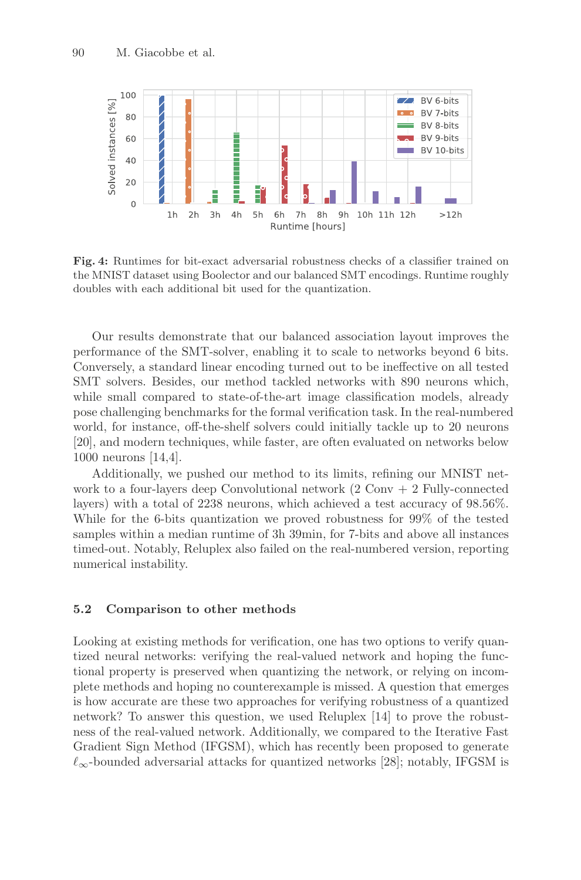**Fig. 4:** Runtimes for bit-exact adversarial robustness checks of a classifier trained on the MNIST dataset using Boolector and our balanced SMT encodings. Runtime roughly doubles with each additional bit used for the quantization.

Our results demonstrate that our balanced association layout improves the performance of the SMT-solver, enabling it to scale to networks beyond 6 bits. Conversely, a standard linear encoding turned out to be ineffective on all tested SMT solvers. Besides, our method tackled networks with 890 neurons which, while small compared to state-of-the-art image classification models, already pose challenging benchmarks for the formal verification task. In the real-numbered world, for instance, off-the-shelf solvers could initially tackle up to 20 neurons [20], and modern techniques, while faster, are often evaluated on networks below 1000 neurons [14,4].

Additionally, we pushed our method to its limits, refining our MNIST network to a four-layers deep Convolutional network (2 Conv + 2 Fully-connected layers) with a total of 2238 neurons, which achieved a test accuracy of 98.56%. While for the 6-bits quantization we proved robustness for 99% of the tested samples within a median runtime of 3h 39min, for 7-bits and above all instances timed-out. Notably, Reluplex also failed on the real-numbered version, reporting numerical instability.

### 5.2 Comparison to other methods

Looking at existing methods for verification, one has two options to verify quantized neural networks: verifying the real-valued network and hoping the functional property is preserved when quantizing the network, or relying on incomplete methods and hoping no counterexample is missed. A question that emerges is how accurate are these two approaches for verifying robustness of a quantized network? To answer this question, we used Reluplex [14] to prove the robustness of the real-valued network. Additionally, we compared to the Iterative Fast Gradient Sign Method (IFGSM), which has recently been proposed to generate $\ell_\infty$-bounded adversarial attacks for quantized networks [28]; notably, IFGSM is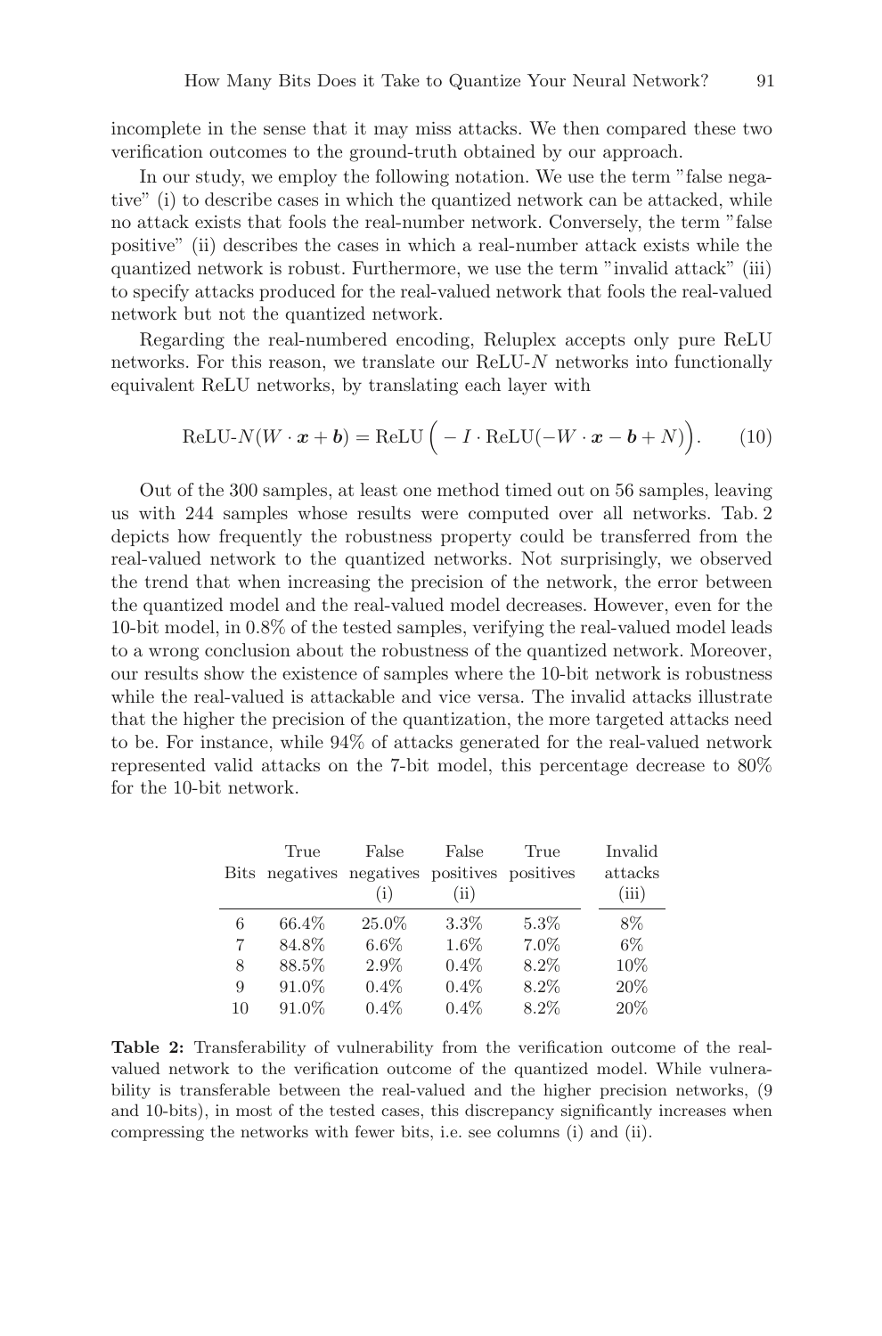incomplete in the sense that it may miss attacks. We then compared these two verification outcomes to the ground-truth obtained by our approach.

In our study, we employ the following notation. We use the term "false negative" (i) to describe cases in which the quantized network can be attacked, while no attack exists that fools the real-number network. Conversely, the term "false positive" (ii) describes the cases in which a real-number attack exists while the quantized network is robust. Furthermore, we use the term "invalid attack" (iii) to specify attacks produced for the real-valued network that fools the real-valued network but not the quantized network.

Regarding the real-numbered encoding, Reluplex accepts only pure ReLU networks. For this reason, we translate our ReLU-$N$ networks into functionally equivalent ReLU networks, by translating each layer with

$$\text{ReLU-}N(W \cdot \boldsymbol{x} + \boldsymbol{b}) = \text{ReLU}\Big( - I \cdot \text{ReLU}(-W \cdot \boldsymbol{x} - \boldsymbol{b} + N)\Big). \tag{10}$$

Out of the 300 samples, at least one method timed out on 56 samples, leaving us with 244 samples whose results were computed over all networks. Tab. 2 depicts how frequently the robustness property could be transferred from the real-valued network to the quantized networks. Not surprisingly, we observed the trend that when increasing the precision of the network, the error between the quantized model and the real-valued model decreases. However, even for the 10-bit model, in 0.8% of the tested samples, verifying the real-valued model leads to a wrong conclusion about the robustness of the quantized network. Moreover, our results show the existence of samples where the 10-bit network is robustness while the real-valued is attackable and vice versa. The invalid attacks illustrate that the higher the precision of the quantization, the more targeted attacks need to be. For instance, while 94% of attacks generated for the real-valued network represented valid attacks on the 7-bit model, this percentage decrease to 80% for the 10-bit network.

| Bits | True negatives | False negatives (i) | False positives (ii) | True positives | Invalid attacks (iii) |
|---|---|---|---|---|---|
| 6 | 66.4% | 25.0% | 3.3% | 5.3% | 8% |
| 7 | 84.8% | 6.6% | 1.6% | 7.0% | 6% |
| 8 | 88.5% | 2.9% | 0.4% | 8.2% | 10% |
| 9 | 91.0% | 0.4% | 0.4% | 8.2% | 20% |
| 10 | 91.0% | 0.4% | 0.4% | 8.2% | 20% |

**Table 2:** Transferability of vulnerability from the verification outcome of the real-valued network to the verification outcome of the quantized model. While vulnerability is transferable between the real-valued and the higher precision networks, (9 and 10-bits), in most of the tested cases, this discrepancy significantly increases when compressing the networks with fewer bits, i.e. see columns (i) and (ii).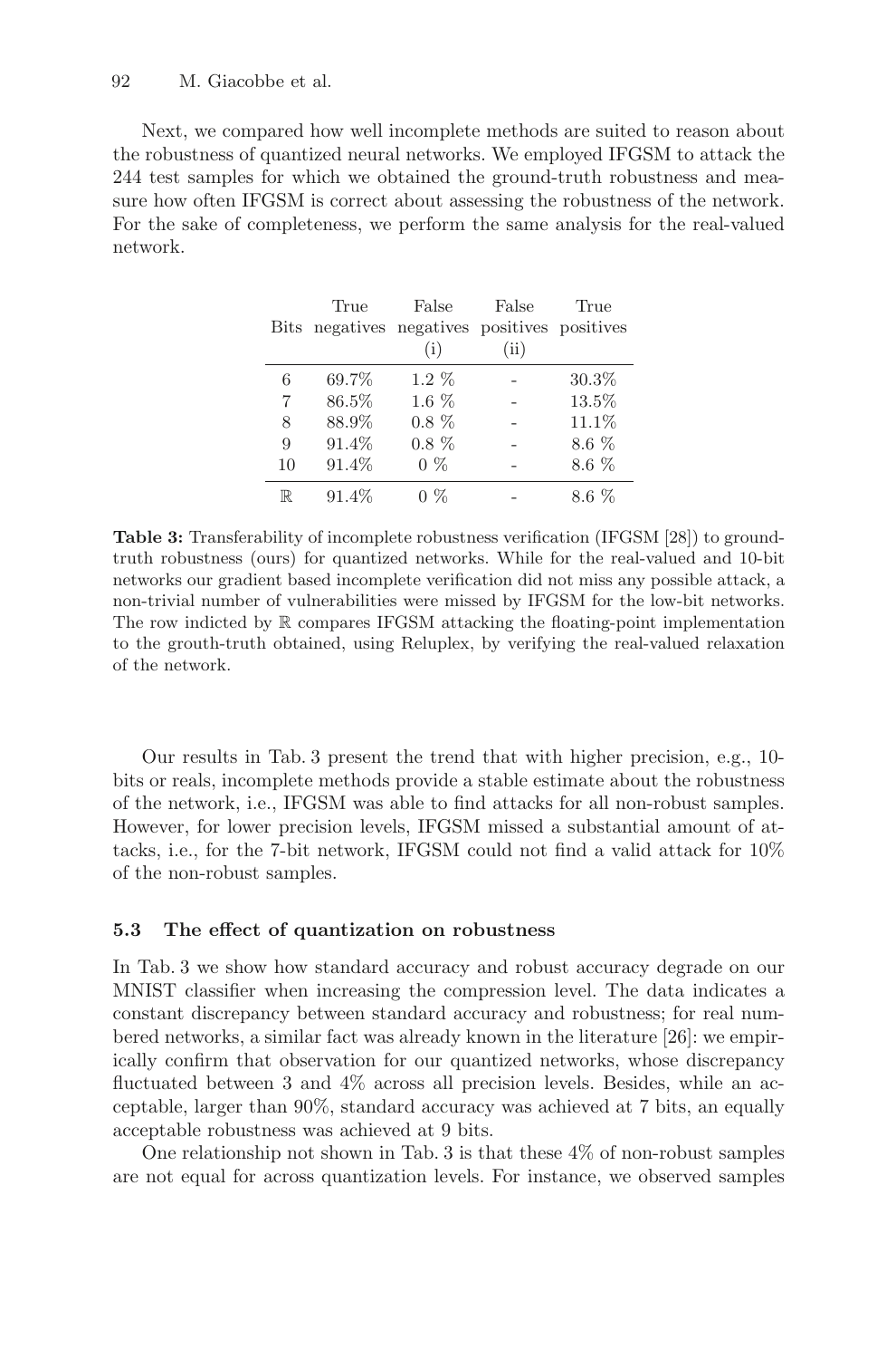Next, we compared how well incomplete methods are suited to reason about the robustness of quantized neural networks. We employed IFGSM to attack the 244 test samples for which we obtained the ground-truth robustness and measure how often IFGSM is correct about assessing the robustness of the network. For the sake of completeness, we perform the same analysis for the real-valued network.

| Bits | True negatives | False negatives (i) | False positives (ii) | True positives |
|---|---|---|---|---|
| 6 | 69.7% | 1.2 % | - | 30.3% |
| 7 | 86.5% | 1.6 % | - | 13.5% |
| 8 | 88.9% | 0.8 % | - | 11.1% |
| 9 | 91.4% | 0.8 % | - | 8.6 % |
| 10 | 91.4% | 0 % | - | 8.6 % |
| $\mathbb{R}$ | 91.4% | 0 % | - | 8.6 % |

**Table 3:** Transferability of incomplete robustness verification (IFGSM [28]) to ground-truth robustness (ours) for quantized networks. While for the real-valued and 10-bit networks our gradient based incomplete verification did not miss any possible attack, a non-trivial number of vulnerabilities were missed by IFGSM for the low-bit networks. The row indicted by $\mathbb{R}$ compares IFGSM attacking the floating-point implementation to the grouth-truth obtained, using Reluplex, by verifying the real-valued relaxation of the network.

Our results in Tab. 3 present the trend that with higher precision, e.g., 10-bits or reals, incomplete methods provide a stable estimate about the robustness of the network, i.e., IFGSM was able to find attacks for all non-robust samples. However, for lower precision levels, IFGSM missed a substantial amount of attacks, i.e., for the 7-bit network, IFGSM could not find a valid attack for 10% of the non-robust samples.

### 5.3 The effect of quantization on robustness

In Tab. 3 we show how standard accuracy and robust accuracy degrade on our MNIST classifier when increasing the compression level. The data indicates a constant discrepancy between standard accuracy and robustness; for real numbered networks, a similar fact was already known in the literature [26]: we empirically confirm that observation for our quantized networks, whose discrepancy fluctuated between 3 and 4% across all precision levels. Besides, while an acceptable, larger than 90%, standard accuracy was achieved at 7 bits, an equally acceptable robustness was achieved at 9 bits.

One relationship not shown in Tab. 3 is that these 4% of non-robust samples are not equal for across quantization levels. For instance, we observed samples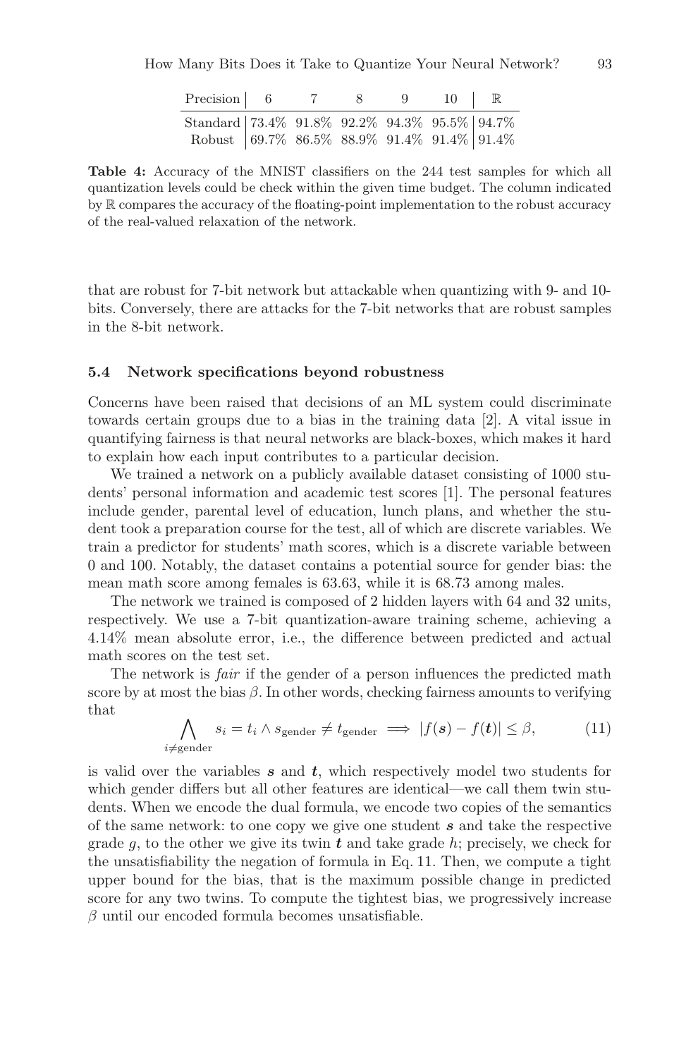| Precision | 6 | 7 | 8 | 9 | 10 | $\mathbb{R}$ |
|---|---|---|---|---|---|---|
| Standard | 73.4% | 91.8% | 92.2% | 94.3% | 95.5% | 94.7% |
| Robust | 69.7% | 86.5% | 88.9% | 91.4% | 91.4% | 91.4% |

**Table 4:** Accuracy of the MNIST classifiers on the 244 test samples for which all quantization levels could be check within the given time budget. The column indicated by $\mathbb{R}$ compares the accuracy of the floating-point implementation to the robust accuracy of the real-valued relaxation of the network.

that are robust for 7-bit network but attackable when quantizing with 9- and 10-bits. Conversely, there are attacks for the 7-bit networks that are robust samples in the 8-bit network.

### 5.4 Network specifications beyond robustness

Concerns have been raised that decisions of an ML system could discriminate towards certain groups due to a bias in the training data [2]. A vital issue in quantifying fairness is that neural networks are black-boxes, which makes it hard to explain how each input contributes to a particular decision.

We trained a network on a publicly available dataset consisting of 1000 students' personal information and academic test scores [1]. The personal features include gender, parental level of education, lunch plans, and whether the student took a preparation course for the test, all of which are discrete variables. We train a predictor for students' math scores, which is a discrete variable between 0 and 100. Notably, the dataset contains a potential source for gender bias: the mean math score among females is 63.63, while it is 68.73 among males.

The network we trained is composed of 2 hidden layers with 64 and 32 units, respectively. We use a 7-bit quantization-aware training scheme, achieving a 4.14% mean absolute error, i.e., the difference between predicted and actual math scores on the test set.

The network is *fair* if the gender of a person influences the predicted math score by at most the bias $\beta$. In other words, checking fairness amounts to verifying that

$$\bigwedge_{i \neq \text{gender}} s_i = t_i \wedge s_{\text{gender}} \neq t_{\text{gender}} \implies |f(\boldsymbol{s}) - f(\boldsymbol{t})| \leq \beta, \tag{11}$$

is valid over the variables $\boldsymbol{s}$ and $\boldsymbol{t}$, which respectively model two students for which gender differs but all other features are identical—we call them twin students. When we encode the dual formula, we encode two copies of the semantics of the same network: to one copy we give one student $\boldsymbol{s}$ and take the respective grade $g$, to the other we give its twin $\boldsymbol{t}$ and take grade $h$; precisely, we check for the unsatisfiability the negation of formula in Eq. 11. Then, we compute a tight upper bound for the bias, that is the maximum possible change in predicted score for any two twins. To compute the tightest bias, we progressively increase $\beta$ until our encoded formula becomes unsatisfiable.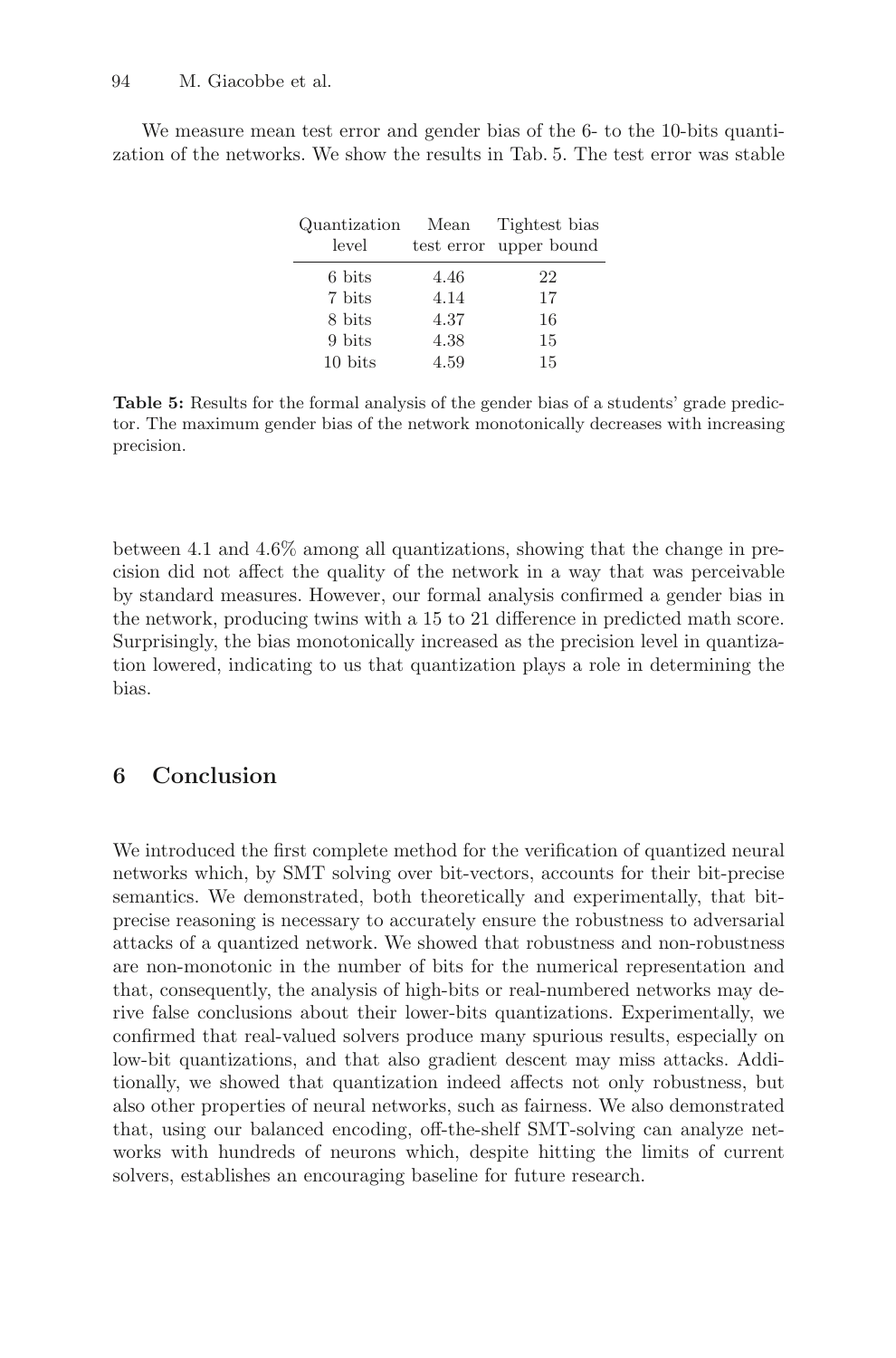We measure mean test error and gender bias of the 6- to the 10-bits quantization of the networks. We show the results in Tab. 5. The test error was stable between 4.1 and 4.6% among all quantizations, showing that the change in precision did not affect the quality of the network in a way that was perceivable by standard measures. However, our formal analysis confirmed a gender bias in the network, producing twins with a 15 to 21 difference in predicted math score. Surprisingly, the bias monotonically increased as the precision level in quantization lowered, indicating to us that quantization plays a role in determining the bias.

| Quantization level | Mean test error | Tightest bias upper bound |
|---|---|---|
| 6 bits | 4.46 | 22 |
| 7 bits | 4.14 | 17 |
| 8 bits | 4.37 | 16 |
| 9 bits | 4.38 | 15 |
| 10 bits | 4.59 | 15 |

**Table 5:** Results for the formal analysis of the gender bias of a students' grade predictor. The maximum gender bias of the network monotonically decreases with increasing precision.

## 6 Conclusion

We introduced the first complete method for the verification of quantized neural networks which, by SMT solving over bit-vectors, accounts for their bit-precise semantics. We demonstrated, both theoretically and experimentally, that bit-precise reasoning is necessary to accurately ensure the robustness to adversarial attacks of a quantized network. We showed that robustness and non-robustness are non-monotonic in the number of bits for the numerical representation and that, consequently, the analysis of high-bits or real-numbered networks may derive false conclusions about their lower-bits quantizations. Experimentally, we confirmed that real-valued solvers produce many spurious results, especially on low-bit quantizations, and that also gradient descent may miss attacks. Additionally, we showed that quantization indeed affects not only robustness, but also other properties of neural networks, such as fairness. We also demonstrated that, using our balanced encoding, off-the-shelf SMT-solving can analyze networks with hundreds of neurons which, despite hitting the limits of current solvers, establishes an encouraging baseline for future research.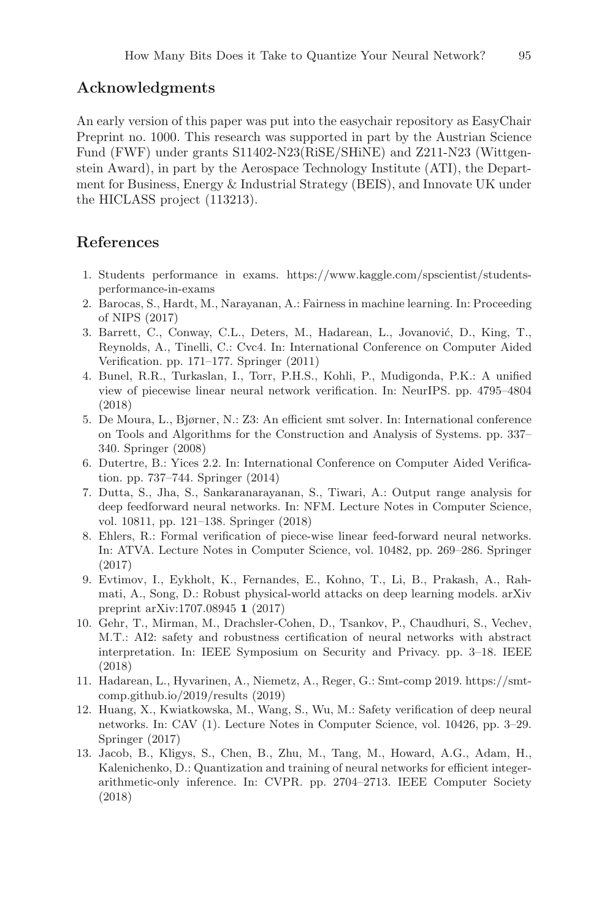## Acknowledgments

An early version of this paper was put into the easychair repository as EasyChair Preprint no. 1000. This research was supported in part by the Austrian Science Fund (FWF) under grants S11402-N23(RiSE/SHiNE) and Z211-N23 (Wittgenstein Award), in part by the Aerospace Technology Institute (ATI), the Department for Business, Energy & Industrial Strategy (BEIS), and Innovate UK under the HICLASS project (113213).

## References

1. Students performance in exams. https://www.kaggle.com/spscientist/students-performance-in-exams
2. Barocas, S., Hardt, M., Narayanan, A.: Fairness in machine learning. In: Proceeding of NIPS (2017)
3. Barrett, C., Conway, C.L., Deters, M., Hadarean, L., Jovanović, D., King, T., Reynolds, A., Tinelli, C.: Cvc4. In: International Conference on Computer Aided Verification. pp. 171–177. Springer (2011)
4. Bunel, R.R., Turkaslan, I., Torr, P.H.S., Kohli, P., Mudigonda, P.K.: A unified view of piecewise linear neural network verification. In: NeurIPS. pp. 4795–4804 (2018)
5. De Moura, L., Bjørner, N.: Z3: An efficient smt solver. In: International conference on Tools and Algorithms for the Construction and Analysis of Systems. pp. 337–340. Springer (2008)
6. Dutertre, B.: Yices 2.2. In: International Conference on Computer Aided Verification. pp. 737–744. Springer (2014)
7. Dutta, S., Jha, S., Sankaranarayanan, S., Tiwari, A.: Output range analysis for deep feedforward neural networks. In: NFM. Lecture Notes in Computer Science, vol. 10811, pp. 121–138. Springer (2018)
8. Ehlers, R.: Formal verification of piece-wise linear feed-forward neural networks. In: ATVA. Lecture Notes in Computer Science, vol. 10482, pp. 269–286. Springer (2017)
9. Evtimov, I., Eykholt, K., Fernandes, E., Kohno, T., Li, B., Prakash, A., Rahmati, A., Song, D.: Robust physical-world attacks on deep learning models. arXiv preprint arXiv:1707.08945 **1** (2017)
10. Gehr, T., Mirman, M., Drachsler-Cohen, D., Tsankov, P., Chaudhuri, S., Vechev, M.T.: AI2: safety and robustness certification of neural networks with abstract interpretation. In: IEEE Symposium on Security and Privacy. pp. 3–18. IEEE (2018)
11. Hadarean, L., Hyvarinen, A., Niemetz, A., Reger, G.: Smt-comp 2019. https://smt-comp.github.io/2019/results (2019)
12. Huang, X., Kwiatkowska, M., Wang, S., Wu, M.: Safety verification of deep neural networks. In: CAV (1). Lecture Notes in Computer Science, vol. 10426, pp. 3–29. Springer (2017)
13. Jacob, B., Kligys, S., Chen, B., Zhu, M., Tang, M., Howard, A.G., Adam, H., Kalenichenko, D.: Quantization and training of neural networks for efficient integer-arithmetic-only inference. In: CVPR. pp. 2704–2713. IEEE Computer Society (2018)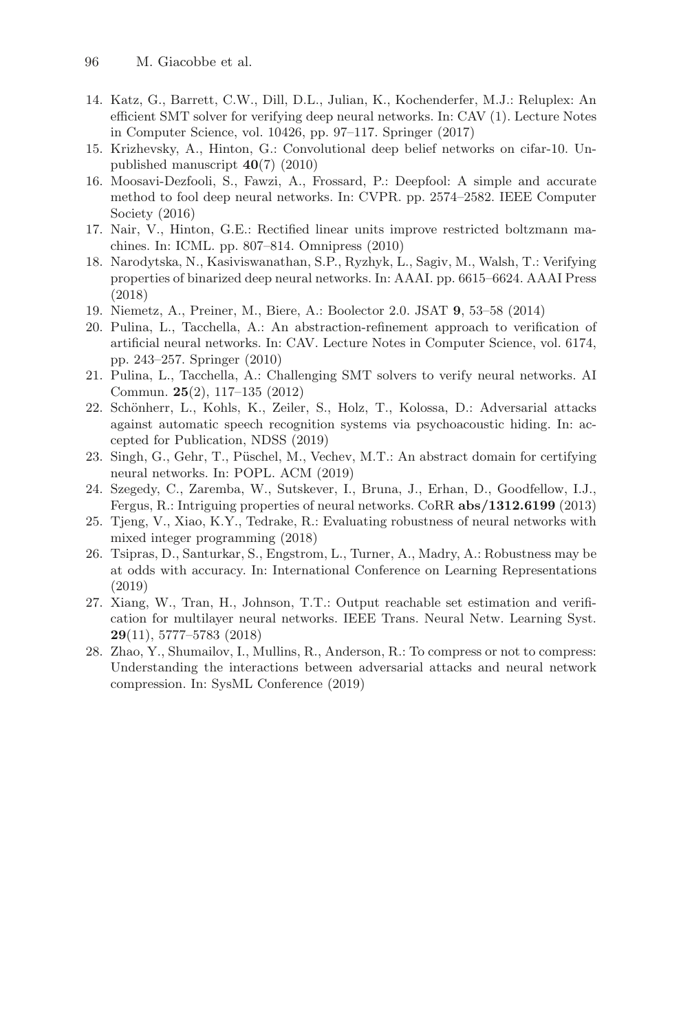14. Katz, G., Barrett, C.W., Dill, D.L., Julian, K., Kochenderfer, M.J.: Reluplex: An efficient SMT solver for verifying deep neural networks. In: CAV (1). Lecture Notes in Computer Science, vol. 10426, pp. 97–117. Springer (2017)
15. Krizhevsky, A., Hinton, G.: Convolutional deep belief networks on cifar-10. Unpublished manuscript **40**(7) (2010)
16. Moosavi-Dezfooli, S., Fawzi, A., Frossard, P.: Deepfool: A simple and accurate method to fool deep neural networks. In: CVPR. pp. 2574–2582. IEEE Computer Society (2016)
17. Nair, V., Hinton, G.E.: Rectified linear units improve restricted boltzmann machines. In: ICML. pp. 807–814. Omnipress (2010)
18. Narodytska, N., Kasiviswanathan, S.P., Ryzhyk, L., Sagiv, M., Walsh, T.: Verifying properties of binarized deep neural networks. In: AAAI. pp. 6615–6624. AAAI Press (2018)
19. Niemetz, A., Preiner, M., Biere, A.: Boolector 2.0. JSAT **9**, 53–58 (2014)
20. Pulina, L., Tacchella, A.: An abstraction-refinement approach to verification of artificial neural networks. In: CAV. Lecture Notes in Computer Science, vol. 6174, pp. 243–257. Springer (2010)
21. Pulina, L., Tacchella, A.: Challenging SMT solvers to verify neural networks. AI Commun. **25**(2), 117–135 (2012)
22. Schönherr, L., Kohls, K., Zeiler, S., Holz, T., Kolossa, D.: Adversarial attacks against automatic speech recognition systems via psychoacoustic hiding. In: accepted for Publication, NDSS (2019)
23. Singh, G., Gehr, T., Püschel, M., Vechev, M.T.: An abstract domain for certifying neural networks. In: POPL. ACM (2019)
24. Szegedy, C., Zaremba, W., Sutskever, I., Bruna, J., Erhan, D., Goodfellow, I.J., Fergus, R.: Intriguing properties of neural networks. CoRR **abs/1312.6199** (2013)
25. Tjeng, V., Xiao, K.Y., Tedrake, R.: Evaluating robustness of neural networks with mixed integer programming (2018)
26. Tsipras, D., Santurkar, S., Engstrom, L., Turner, A., Madry, A.: Robustness may be at odds with accuracy. In: International Conference on Learning Representations (2019)
27. Xiang, W., Tran, H., Johnson, T.T.: Output reachable set estimation and verification for multilayer neural networks. IEEE Trans. Neural Netw. Learning Syst. **29**(11), 5777–5783 (2018)
28. Zhao, Y., Shumailov, I., Mullins, R., Anderson, R.: To compress or not to compress: Understanding the interactions between adversarial attacks and neural network compression. In: SysML Conference (2019)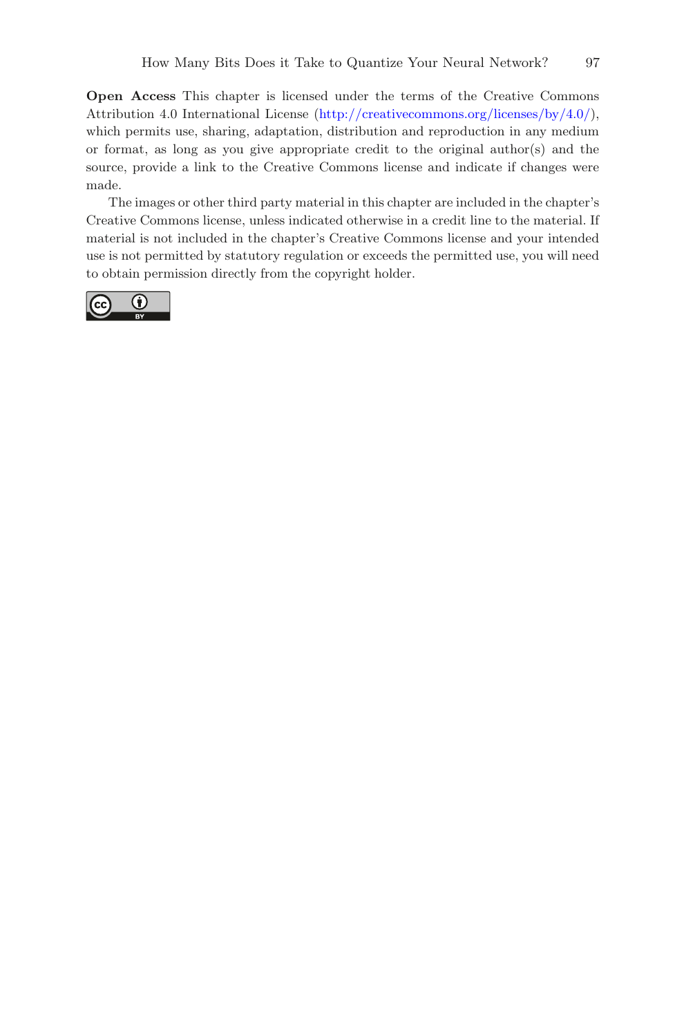**Open Access** This chapter is licensed under the terms of the Creative Commons Attribution 4.0 International License (http://creativecommons.org/licenses/by/4.0/), which permits use, sharing, adaptation, distribution and reproduction in any medium or format, as long as you give appropriate credit to the original author(s) and the source, provide a link to the Creative Commons license and indicate if changes were made.

The images or other third party material in this chapter are included in the chapter's Creative Commons license, unless indicated otherwise in a credit line to the material. If material is not included in the chapter's Creative Commons license and your intended use is not permitted by statutory regulation or exceeds the permitted use, you will need to obtain permission directly from the copyright holder.